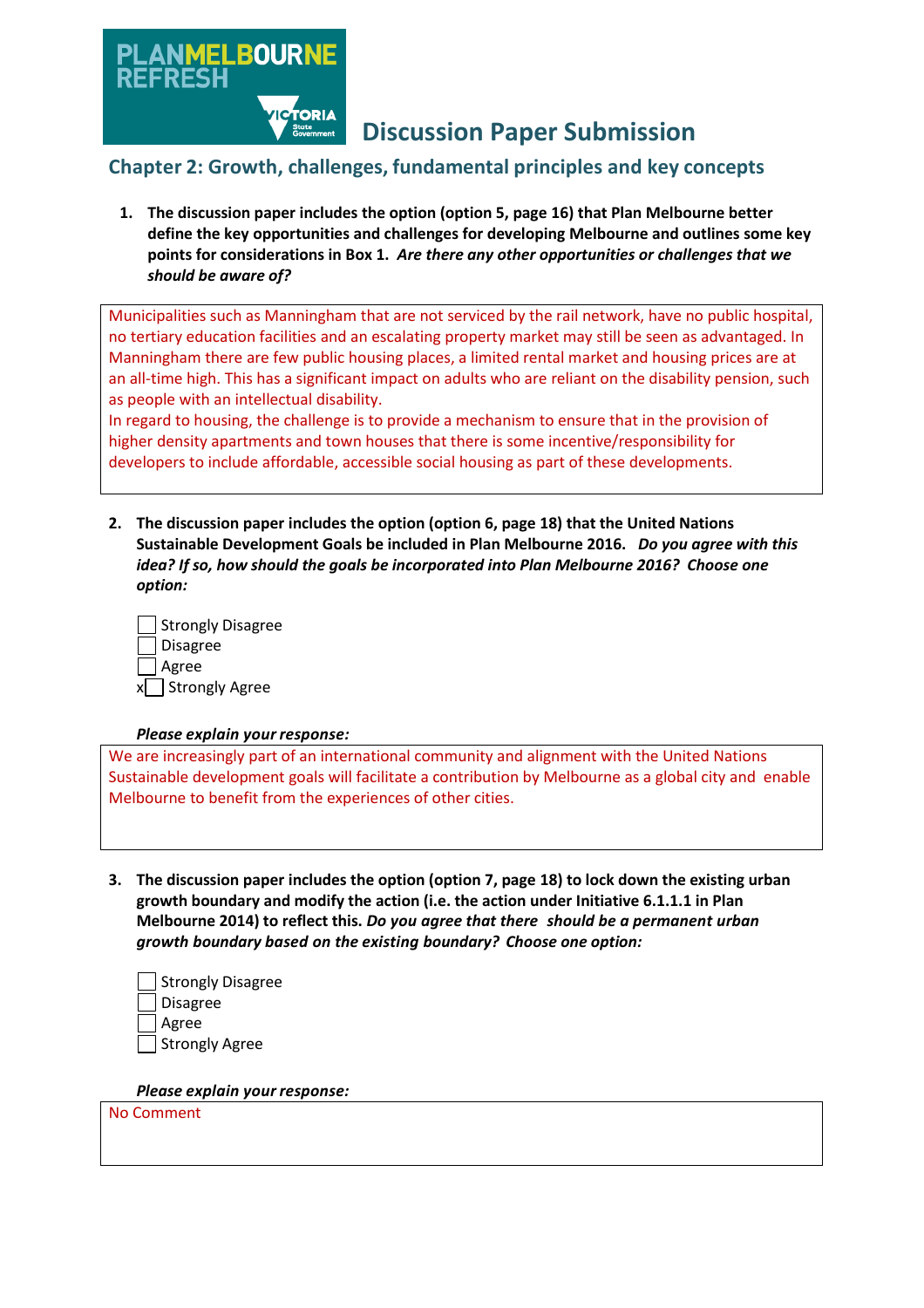PLAN MELBOURNE REFRESH

VICTORIA State Government

# Discussion Paper Submission

## Chapter 2: Growth, challenges, fundamental principles and key concepts

1. **The discussion paper includes the option (option 5, page 16) that Plan Melbourne better define the key opportunities and challenges for developing Melbourne and outlines some key points for considerations in Box 1.** ***Are there any other opportunities or challenges that we should be aware of?***

Municipalities such as Manningham that are not serviced by the rail network, have no public hospital, no tertiary education facilities and an escalating property market may still be seen as advantaged. In Manningham there are few public housing places, a limited rental market and housing prices are at an all-time high. This has a significant impact on adults who are reliant on the disability pension, such as people with an intellectual disability.
In regard to housing, the challenge is to provide a mechanism to ensure that in the provision of higher density apartments and town houses that there is some incentive/responsibility for developers to include affordable, accessible social housing as part of these developments.

2. **The discussion paper includes the option (option 6, page 18) that the United Nations Sustainable Development Goals be included in Plan Melbourne 2016.** ***Do you agree with this idea? If so, how should the goals be incorporated into Plan Melbourne 2016? Choose one option:***

- [ ] Strongly Disagree
- [ ] Disagree
- [ ] Agree
- [x] Strongly Agree

***Please explain your response:***

We are increasingly part of an international community and alignment with the United Nations Sustainable development goals will facilitate a contribution by Melbourne as a global city and enable Melbourne to benefit from the experiences of other cities.

3. **The discussion paper includes the option (option 7, page 18) to lock down the existing urban growth boundary and modify the action (i.e. the action under Initiative 6.1.1.1 in Plan Melbourne 2014) to reflect this.** ***Do you agree that there should be a permanent urban growth boundary based on the existing boundary? Choose one option:***

- [ ] Strongly Disagree
- [ ] Disagree
- [ ] Agree
- [ ] Strongly Agree

***Please explain your response:***

No Comment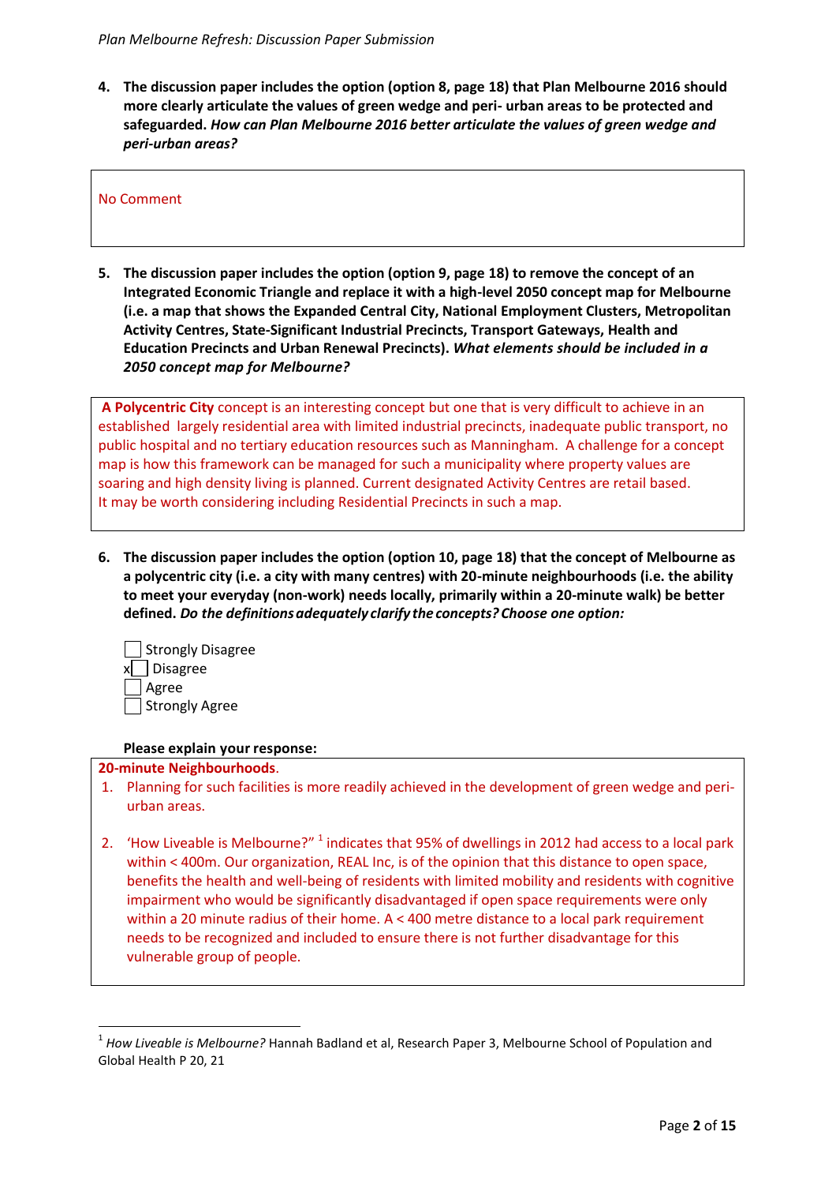**4. The discussion paper includes the option (option 8, page 18) that Plan Melbourne 2016 should more clearly articulate the values of green wedge and peri- urban areas to be protected and safeguarded.** ***How can Plan Melbourne 2016 better articulate the values of green wedge and peri-urban areas?***

No Comment

**5. The discussion paper includes the option (option 9, page 18) to remove the concept of an Integrated Economic Triangle and replace it with a high-level 2050 concept map for Melbourne (i.e. a map that shows the Expanded Central City, National Employment Clusters, Metropolitan Activity Centres, State-Significant Industrial Precincts, Transport Gateways, Health and Education Precincts and Urban Renewal Precincts).** ***What elements should be included in a 2050 concept map for Melbourne?***

**A Polycentric City** concept is an interesting concept but one that is very difficult to achieve in an established largely residential area with limited industrial precincts, inadequate public transport, no public hospital and no tertiary education resources such as Manningham. A challenge for a concept map is how this framework can be managed for such a municipality where property values are soaring and high density living is planned. Current designated Activity Centres are retail based. It may be worth considering including Residential Precincts in such a map.

**6. The discussion paper includes the option (option 10, page 18) that the concept of Melbourne as a polycentric city (i.e. a city with many centres) with 20-minute neighbourhoods (i.e. the ability to meet your everyday (non-work) needs locally, primarily within a 20-minute walk) be better defined.** ***Do the definitions adequately clarify the concepts? Choose one option:***

- [ ] Strongly Disagree
- [x] Disagree
- [ ] Agree
- [ ] Strongly Agree

**Please explain your response:**

**20-minute Neighbourhoods**.

1. Planning for such facilities is more readily achieved in the development of green wedge and peri-urban areas.

2. 'How Liveable is Melbourne?' [1] indicates that 95% of dwellings in 2012 had access to a local park within < 400m. Our organization, REAL Inc, is of the opinion that this distance to open space, benefits the health and well-being of residents with limited mobility and residents with cognitive impairment who would be significantly disadvantaged if open space requirements were only within a 20 minute radius of their home. A < 400 metre distance to a local park requirement needs to be recognized and included to ensure there is not further disadvantage for this vulnerable group of people.

---

[1] *How Liveable is Melbourne?* Hannah Badland et al, Research Paper 3, Melbourne School of Population and Global Health P 20, 21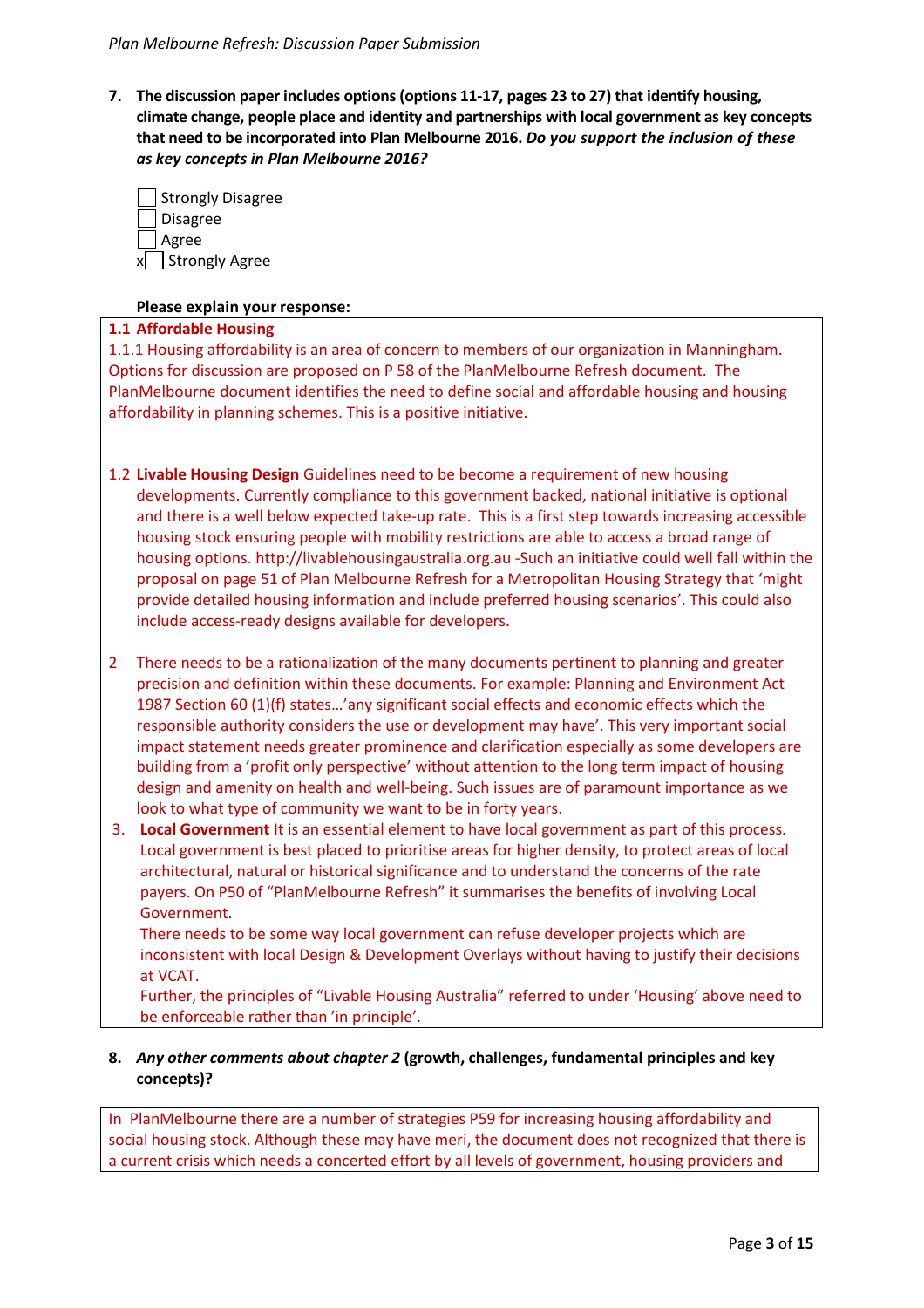**7. The discussion paper includes options (options 11-17, pages 23 to 27) that identify housing, climate change, people place and identity and partnerships with local government as key concepts that need to be incorporated into Plan Melbourne 2016.** ***Do you support the inclusion of these as key concepts in Plan Melbourne 2016?***

- [ ] Strongly Disagree
- [ ] Disagree
- [ ] Agree
- [x] Strongly Agree

**Please explain your response:**

**1.1 Affordable Housing**

1.1.1 Housing affordability is an area of concern to members of our organization in Manningham. Options for discussion are proposed on P 58 of the PlanMelbourne Refresh document. The PlanMelbourne document identifies the need to define social and affordable housing and housing affordability in planning schemes. This is a positive initiative.

1.2 **Livable Housing Design** Guidelines need to be become a requirement of new housing developments. Currently compliance to this government backed, national initiative is optional and there is a well below expected take-up rate. This is a first step towards increasing accessible housing stock ensuring people with mobility restrictions are able to access a broad range of housing options. http://livablehousingaustralia.org.au -Such an initiative could well fall within the proposal on page 51 of Plan Melbourne Refresh for a Metropolitan Housing Strategy that 'might provide detailed housing information and include preferred housing scenarios'. This could also include access-ready designs available for developers.

2 There needs to be a rationalization of the many documents pertinent to planning and greater precision and definition within these documents. For example: Planning and Environment Act 1987 Section 60 (1)(f) states…'any significant social effects and economic effects which the responsible authority considers the use or development may have'. This very important social impact statement needs greater prominence and clarification especially as some developers are building from a 'profit only perspective' without attention to the long term impact of housing design and amenity on health and well-being. Such issues are of paramount importance as we look to what type of community we want to be in forty years.

3. **Local Government** It is an essential element to have local government as part of this process. Local government is best placed to prioritise areas for higher density, to protect areas of local architectural, natural or historical significance and to understand the concerns of the rate payers. On P50 of "PlanMelbourne Refresh" it summarises the benefits of involving Local Government.

   There needs to be some way local government can refuse developer projects which are inconsistent with local Design & Development Overlays without having to justify their decisions at VCAT.

   Further, the principles of "Livable Housing Australia" referred to under 'Housing' above need to be enforceable rather than 'in principle'.

**8.** ***Any other comments about chapter 2*** **(growth, challenges, fundamental principles and key concepts)?**

In PlanMelbourne there are a number of strategies P59 for increasing housing affordability and social housing stock. Although these may have meri, the document does not recognized that there is a current crisis which needs a concerted effort by all levels of government, housing providers and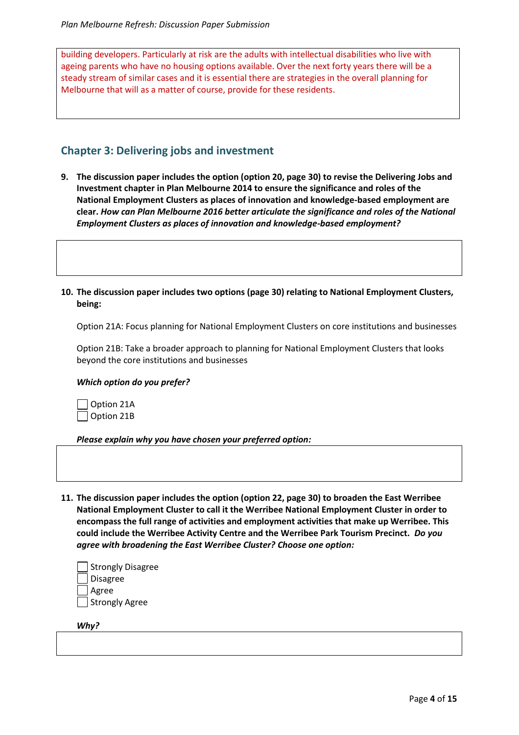building developers. Particularly at risk are the adults with intellectual disabilities who live with ageing parents who have no housing options available. Over the next forty years there will be a steady stream of similar cases and it is essential there are strategies in the overall planning for Melbourne that will as a matter of course, provide for these residents.

## Chapter 3: Delivering jobs and investment

**9. The discussion paper includes the option (option 20, page 30) to revise the Delivering Jobs and Investment chapter in Plan Melbourne 2014 to ensure the significance and roles of the National Employment Clusters as places of innovation and knowledge-based employment are clear.** ***How can Plan Melbourne 2016 better articulate the significance and roles of the National Employment Clusters as places of innovation and knowledge-based employment?***

**10. The discussion paper includes two options (page 30) relating to National Employment Clusters, being:**

Option 21A: Focus planning for National Employment Clusters on core institutions and businesses

Option 21B: Take a broader approach to planning for National Employment Clusters that looks beyond the core institutions and businesses

***Which option do you prefer?***

- [ ] Option 21A
- [ ] Option 21B

***Please explain why you have chosen your preferred option:***

**11. The discussion paper includes the option (option 22, page 30) to broaden the East Werribee National Employment Cluster to call it the Werribee National Employment Cluster in order to encompass the full range of activities and employment activities that make up Werribee. This could include the Werribee Activity Centre and the Werribee Park Tourism Precinct.** ***Do you agree with broadening the East Werribee Cluster? Choose one option:***

- [ ] Strongly Disagree
- [ ] Disagree
- [ ] Agree
- [ ] Strongly Agree

***Why?***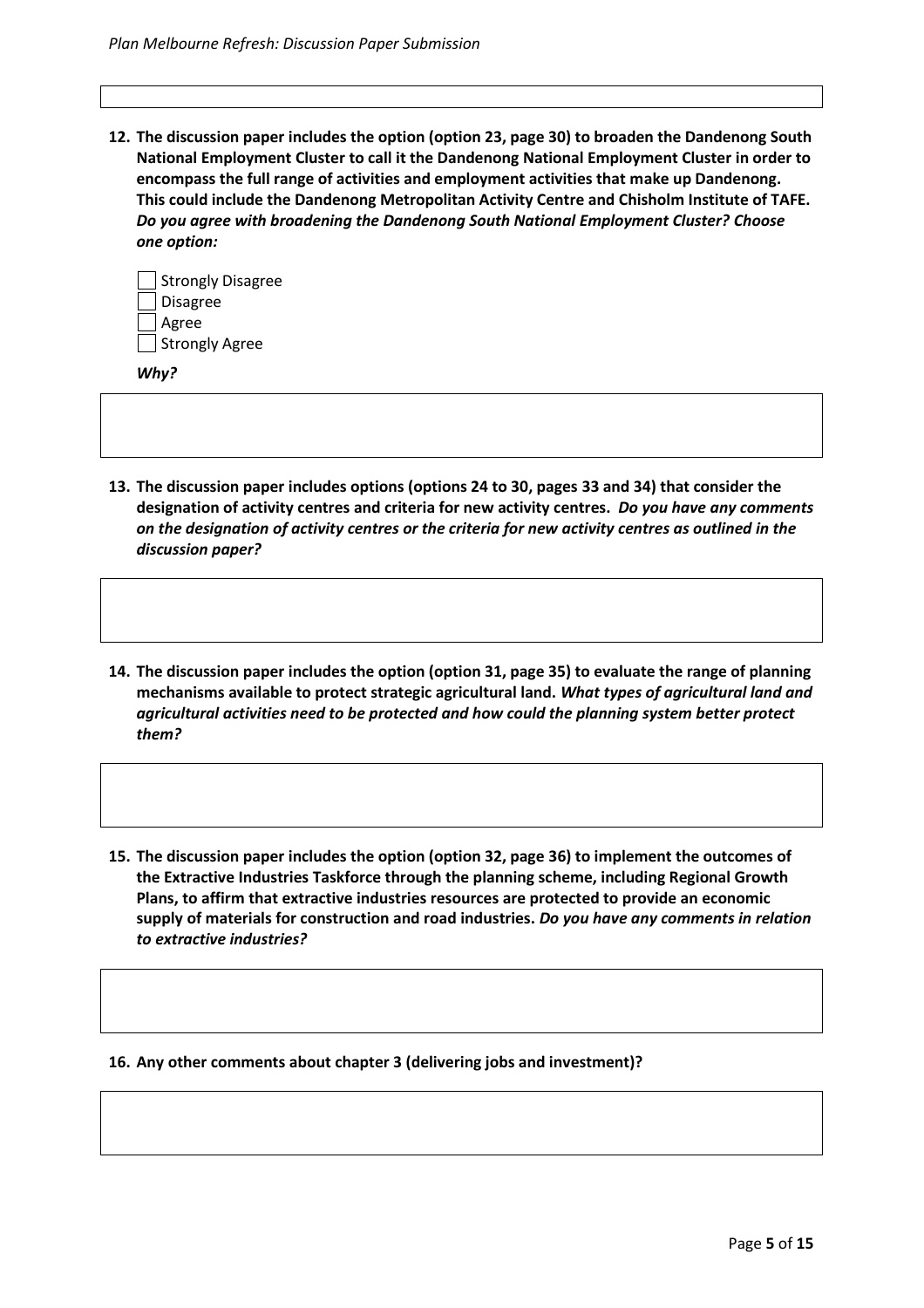12. **The discussion paper includes the option (option 23, page 30) to broaden the Dandenong South National Employment Cluster to call it the Dandenong National Employment Cluster in order to encompass the full range of activities and employment activities that make up Dandenong. This could include the Dandenong Metropolitan Activity Centre and Chisholm Institute of TAFE.** ***Do you agree with broadening the Dandenong South National Employment Cluster? Choose one option:***

    - [ ] Strongly Disagree
    - [ ] Disagree
    - [ ] Agree
    - [ ] Strongly Agree

    ***Why?***

13. **The discussion paper includes options (options 24 to 30, pages 33 and 34) that consider the designation of activity centres and criteria for new activity centres.** ***Do you have any comments on the designation of activity centres or the criteria for new activity centres as outlined in the discussion paper?***

14. **The discussion paper includes the option (option 31, page 35) to evaluate the range of planning mechanisms available to protect strategic agricultural land.** ***What types of agricultural land and agricultural activities need to be protected and how could the planning system better protect them?***

15. **The discussion paper includes the option (option 32, page 36) to implement the outcomes of the Extractive Industries Taskforce through the planning scheme, including Regional Growth Plans, to affirm that extractive industries resources are protected to provide an economic supply of materials for construction and road industries.** ***Do you have any comments in relation to extractive industries?***

16. **Any other comments about chapter 3 (delivering jobs and investment)?**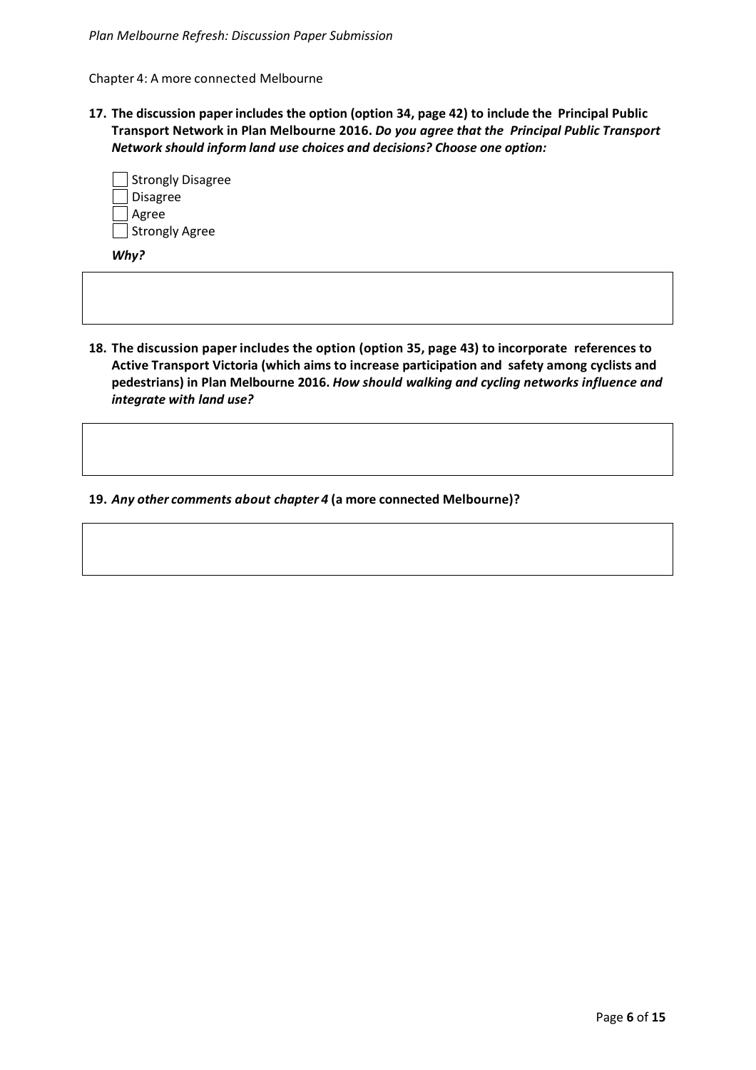Chapter 4: A more connected Melbourne

**17. The discussion paper includes the option (option 34, page 42) to include the Principal Public Transport Network in Plan Melbourne 2016.** ***Do you agree that the Principal Public Transport Network should inform land use choices and decisions? Choose one option:***

- [ ] Strongly Disagree
- [ ] Disagree
- [ ] Agree
- [ ] Strongly Agree

***Why?***

**18. The discussion paper includes the option (option 35, page 43) to incorporate references to Active Transport Victoria (which aims to increase participation and safety among cyclists and pedestrians) in Plan Melbourne 2016.** ***How should walking and cycling networks influence and integrate with land use?***

**19.** ***Any other comments about chapter 4*** **(a more connected Melbourne)?**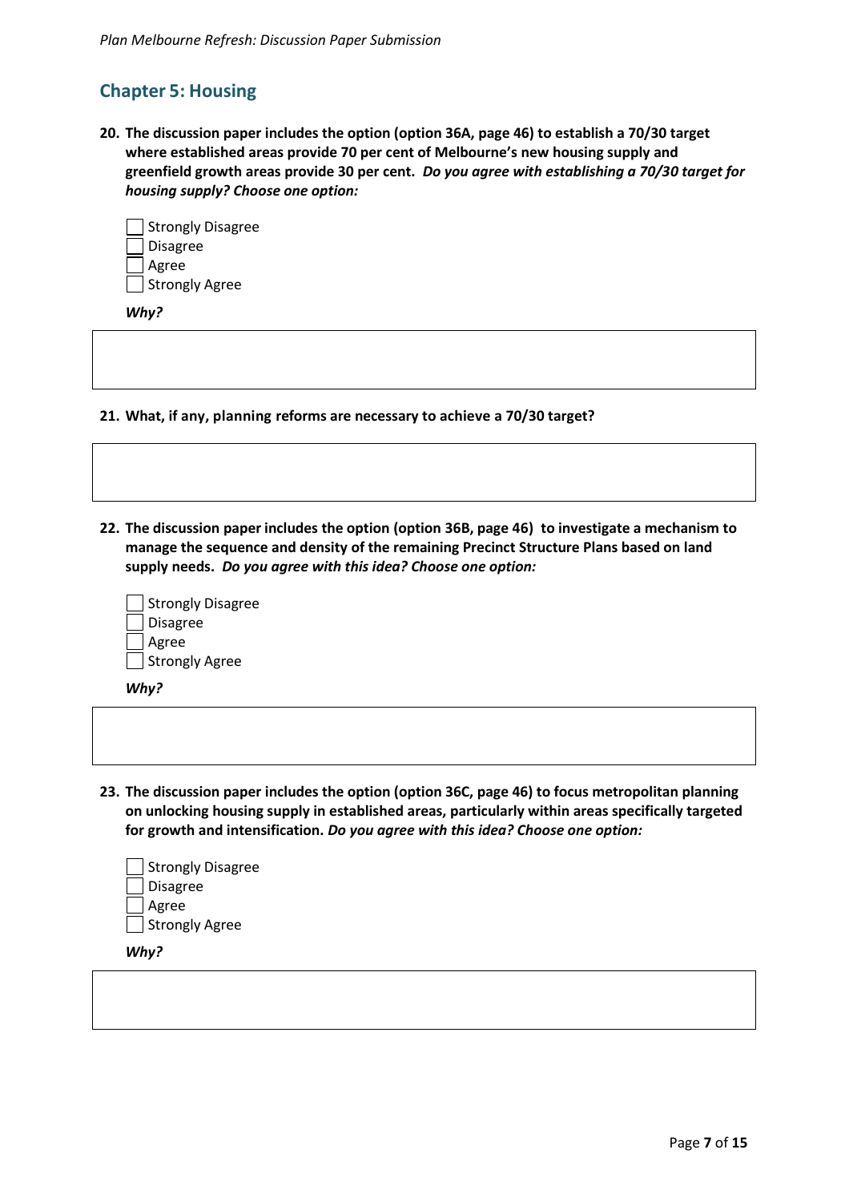## Chapter 5: Housing

**20. The discussion paper includes the option (option 36A, page 46) to establish a 70/30 target where established areas provide 70 per cent of Melbourne's new housing supply and greenfield growth areas provide 30 per cent.** ***Do you agree with establishing a 70/30 target for housing supply? Choose one option:***

- [ ] Strongly Disagree
- [ ] Disagree
- [ ] Agree
- [ ] Strongly Agree

***Why?***

**21. What, if any, planning reforms are necessary to achieve a 70/30 target?**

**22. The discussion paper includes the option (option 36B, page 46) to investigate a mechanism to manage the sequence and density of the remaining Precinct Structure Plans based on land supply needs.** ***Do you agree with this idea? Choose one option:***

- [ ] Strongly Disagree
- [ ] Disagree
- [ ] Agree
- [ ] Strongly Agree

***Why?***

**23. The discussion paper includes the option (option 36C, page 46) to focus metropolitan planning on unlocking housing supply in established areas, particularly within areas specifically targeted for growth and intensification.** ***Do you agree with this idea? Choose one option:***

- [ ] Strongly Disagree
- [ ] Disagree
- [ ] Agree
- [ ] Strongly Agree

***Why?***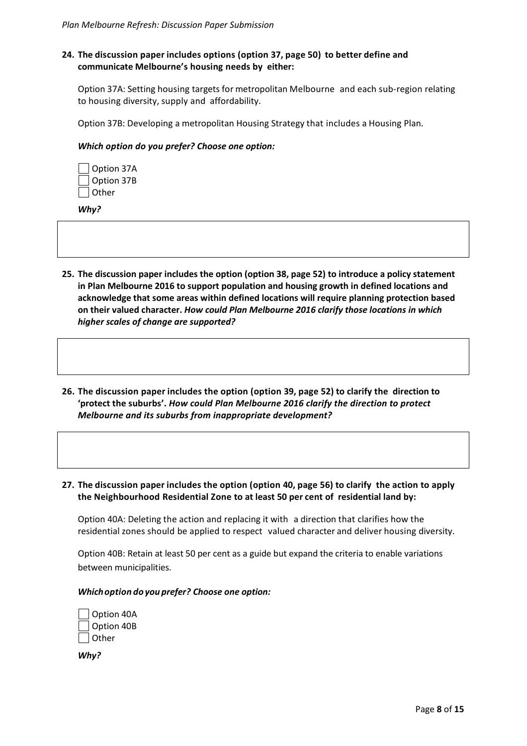**24. The discussion paper includes options (option 37, page 50) to better define and communicate Melbourne's housing needs by either:**

Option 37A: Setting housing targets for metropolitan Melbourne and each sub-region relating to housing diversity, supply and affordability.

Option 37B: Developing a metropolitan Housing Strategy that includes a Housing Plan.

***Which option do you prefer? Choose one option:***

- [ ] Option 37A
- [ ] Option 37B
- [ ] Other

***Why?***

**25. The discussion paper includes the option (option 38, page 52) to introduce a policy statement in Plan Melbourne 2016 to support population and housing growth in defined locations and acknowledge that some areas within defined locations will require planning protection based on their valued character.** ***How could Plan Melbourne 2016 clarify those locations in which higher scales of change are supported?***

**26. The discussion paper includes the option (option 39, page 52) to clarify the direction to 'protect the suburbs'.** ***How could Plan Melbourne 2016 clarify the direction to protect Melbourne and its suburbs from inappropriate development?***

**27. The discussion paper includes the option (option 40, page 56) to clarify the action to apply the Neighbourhood Residential Zone to at least 50 per cent of residential land by:**

Option 40A: Deleting the action and replacing it with a direction that clarifies how the residential zones should be applied to respect valued character and deliver housing diversity.

Option 40B: Retain at least 50 per cent as a guide but expand the criteria to enable variations between municipalities.

***Which option do you prefer? Choose one option:***

- [ ] Option 40A
- [ ] Option 40B
- [ ] Other

***Why?***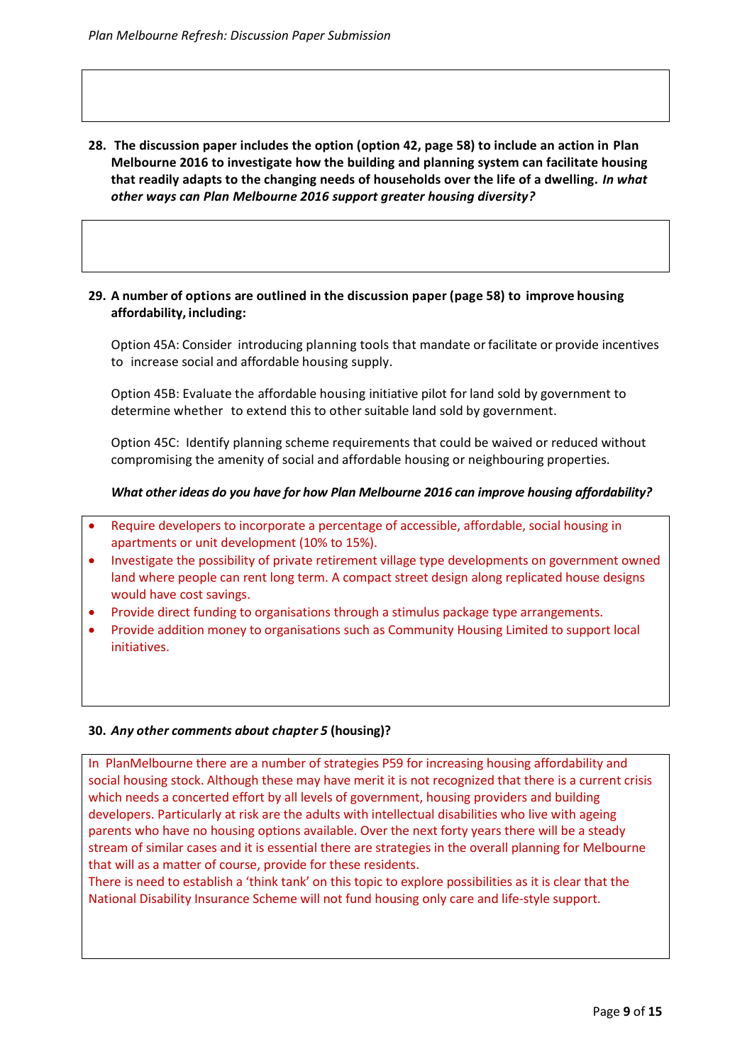**28. The discussion paper includes the option (option 42, page 58) to include an action in Plan Melbourne 2016 to investigate how the building and planning system can facilitate housing that readily adapts to the changing needs of households over the life of a dwelling. *In what other ways can Plan Melbourne 2016 support greater housing diversity?***

**29. A number of options are outlined in the discussion paper (page 58) to improve housing affordability, including:**

Option 45A: Consider introducing planning tools that mandate or facilitate or provide incentives to increase social and affordable housing supply.

Option 45B: Evaluate the affordable housing initiative pilot for land sold by government to determine whether to extend this to other suitable land sold by government.

Option 45C: Identify planning scheme requirements that could be waived or reduced without compromising the amenity of social and affordable housing or neighbouring properties.

***What other ideas do you have for how Plan Melbourne 2016 can improve housing affordability?***

- Require developers to incorporate a percentage of accessible, affordable, social housing in apartments or unit development (10% to 15%).
- Investigate the possibility of private retirement village type developments on government owned land where people can rent long term. A compact street design along replicated house designs would have cost savings.
- Provide direct funding to organisations through a stimulus package type arrangements.
- Provide addition money to organisations such as Community Housing Limited to support local initiatives.

**30. *Any other comments about chapter 5* (housing)?**

In PlanMelbourne there are a number of strategies P59 for increasing housing affordability and social housing stock. Although these may have merit it is not recognized that there is a current crisis which needs a concerted effort by all levels of government, housing providers and building developers. Particularly at risk are the adults with intellectual disabilities who live with ageing parents who have no housing options available. Over the next forty years there will be a steady stream of similar cases and it is essential there are strategies in the overall planning for Melbourne that will as a matter of course, provide for these residents.

There is need to establish a 'think tank' on this topic to explore possibilities as it is clear that the National Disability Insurance Scheme will not fund housing only care and life-style support.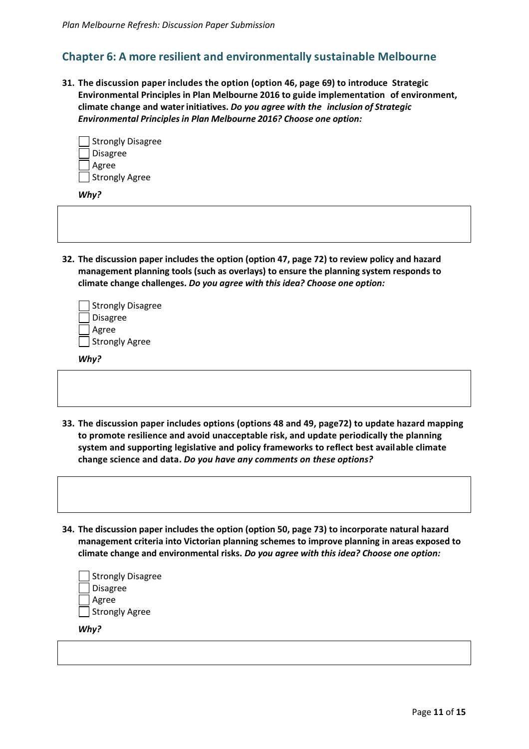## Chapter 6: A more resilient and environmentally sustainable Melbourne

**31. The discussion paper includes the option (option 46, page 69) to introduce Strategic Environmental Principles in Plan Melbourne 2016 to guide implementation of environment, climate change and water initiatives.** ***Do you agree with the inclusion of Strategic Environmental Principles in Plan Melbourne 2016? Choose one option:***

- [ ] Strongly Disagree
- [ ] Disagree
- [ ] Agree
- [ ] Strongly Agree

***Why?***

**32. The discussion paper includes the option (option 47, page 72) to review policy and hazard management planning tools (such as overlays) to ensure the planning system responds to climate change challenges.** ***Do you agree with this idea? Choose one option:***

- [ ] Strongly Disagree
- [ ] Disagree
- [ ] Agree
- [ ] Strongly Agree

***Why?***

**33. The discussion paper includes options (options 48 and 49, page72) to update hazard mapping to promote resilience and avoid unacceptable risk, and update periodically the planning system and supporting legislative and policy frameworks to reflect best available climate change science and data.** ***Do you have any comments on these options?***

**34. The discussion paper includes the option (option 50, page 73) to incorporate natural hazard management criteria into Victorian planning schemes to improve planning in areas exposed to climate change and environmental risks.** ***Do you agree with this idea? Choose one option:***

- [ ] Strongly Disagree
- [ ] Disagree
- [ ] Agree
- [ ] Strongly Agree

***Why?***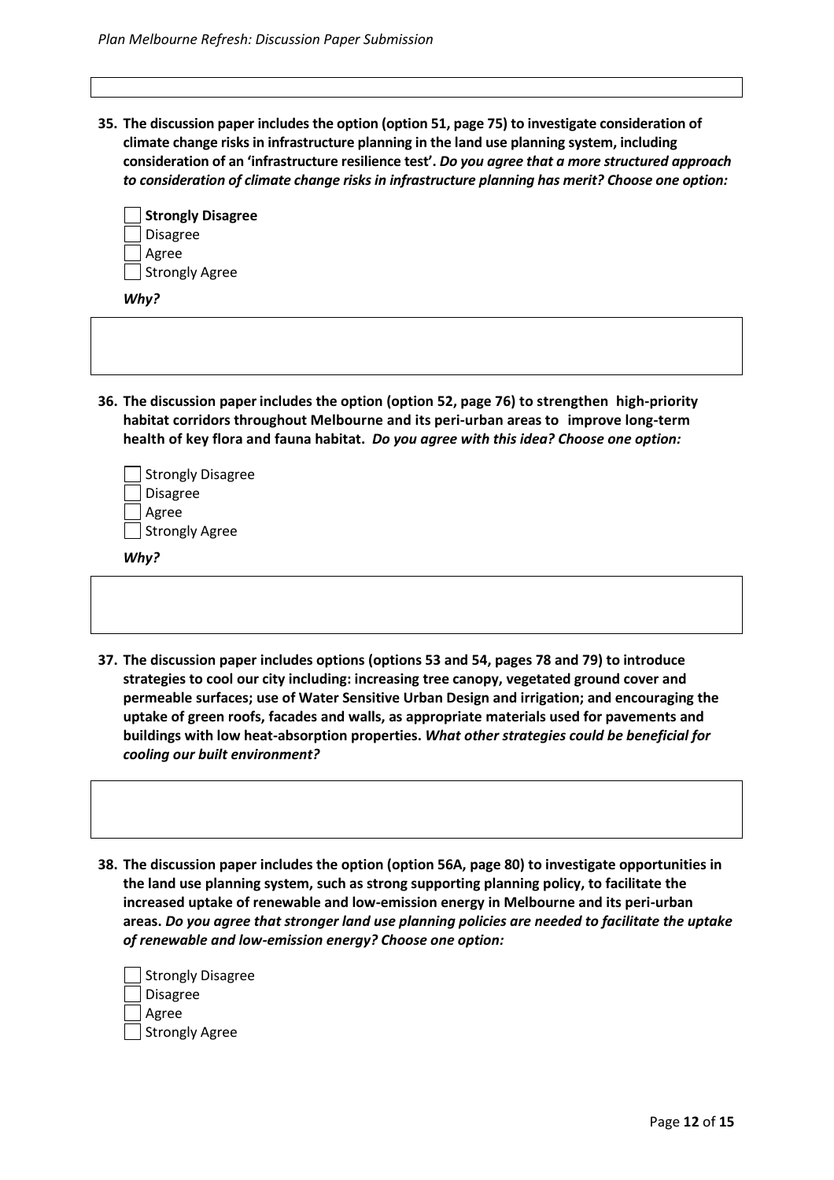35. **The discussion paper includes the option (option 51, page 75) to investigate consideration of climate change risks in infrastructure planning in the land use planning system, including consideration of an 'infrastructure resilience test'. *Do you agree that a more structured approach to consideration of climate change risks in infrastructure planning has merit? Choose one option:***

- [ ] **Strongly Disagree**
- [ ] Disagree
- [ ] Agree
- [ ] Strongly Agree

***Why?***

36. **The discussion paper includes the option (option 52, page 76) to strengthen high-priority habitat corridors throughout Melbourne and its peri-urban areas to improve long-term health of key flora and fauna habitat. *Do you agree with this idea? Choose one option:***

- [ ] Strongly Disagree
- [ ] Disagree
- [ ] Agree
- [ ] Strongly Agree

***Why?***

37. **The discussion paper includes options (options 53 and 54, pages 78 and 79) to introduce strategies to cool our city including: increasing tree canopy, vegetated ground cover and permeable surfaces; use of Water Sensitive Urban Design and irrigation; and encouraging the uptake of green roofs, facades and walls, as appropriate materials used for pavements and buildings with low heat-absorption properties. *What other strategies could be beneficial for cooling our built environment?***

38. **The discussion paper includes the option (option 56A, page 80) to investigate opportunities in the land use planning system, such as strong supporting planning policy, to facilitate the increased uptake of renewable and low-emission energy in Melbourne and its peri-urban areas. *Do you agree that stronger land use planning policies are needed to facilitate the uptake of renewable and low-emission energy? Choose one option:***

- [ ] Strongly Disagree
- [ ] Disagree
- [ ] Agree
- [ ] Strongly Agree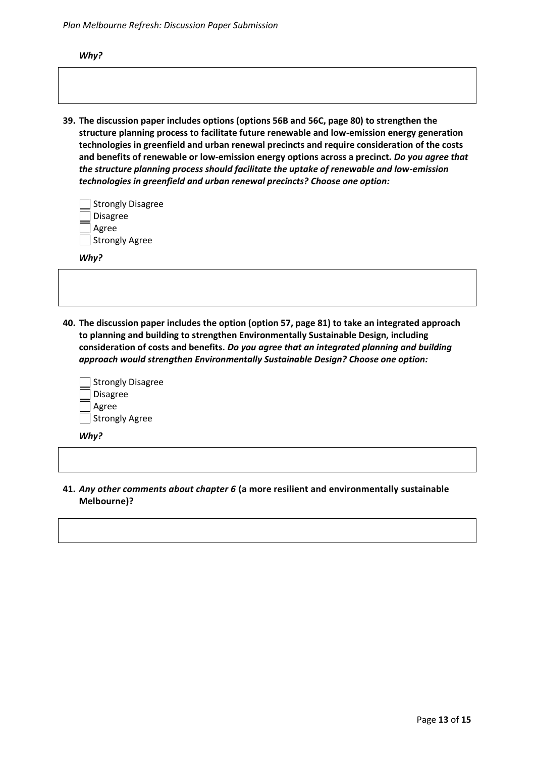***Why?***

39. **The discussion paper includes options (options 56B and 56C, page 80) to strengthen the structure planning process to facilitate future renewable and low-emission energy generation technologies in greenfield and urban renewal precincts and require consideration of the costs and benefits of renewable or low-emission energy options across a precinct. *Do you agree that the structure planning process should facilitate the uptake of renewable and low-emission technologies in greenfield and urban renewal precincts? Choose one option:***

- [ ] Strongly Disagree
- [ ] Disagree
- [ ] Agree
- [ ] Strongly Agree

***Why?***

40. **The discussion paper includes the option (option 57, page 81) to take an integrated approach to planning and building to strengthen Environmentally Sustainable Design, including consideration of costs and benefits. *Do you agree that an integrated planning and building approach would strengthen Environmentally Sustainable Design? Choose one option:***

- [ ] Strongly Disagree
- [ ] Disagree
- [ ] Agree
- [ ] Strongly Agree

***Why?***

41. ***Any other comments about chapter 6* (a more resilient and environmentally sustainable Melbourne)?**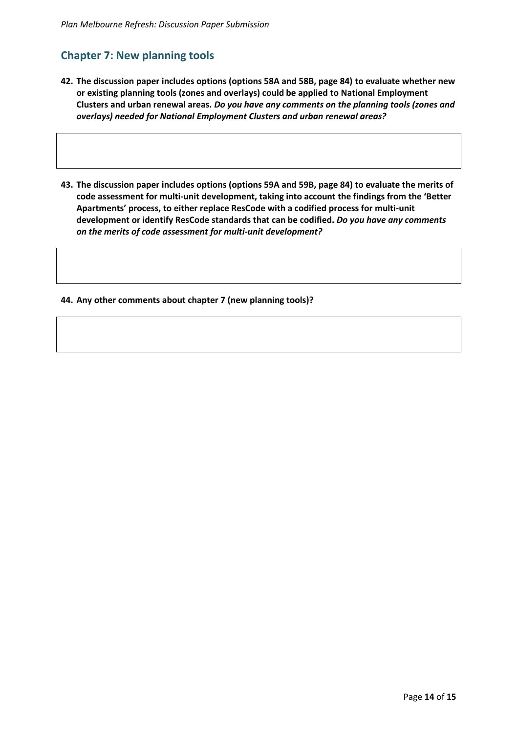## Chapter 7: New planning tools

42. **The discussion paper includes options (options 58A and 58B, page 84) to evaluate whether new or existing planning tools (zones and overlays) could be applied to National Employment Clusters and urban renewal areas.** ***Do you have any comments on the planning tools (zones and overlays) needed for National Employment Clusters and urban renewal areas?***

43. **The discussion paper includes options (options 59A and 59B, page 84) to evaluate the merits of code assessment for multi-unit development, taking into account the findings from the 'Better Apartments' process, to either replace ResCode with a codified process for multi-unit development or identify ResCode standards that can be codified.** ***Do you have any comments on the merits of code assessment for multi-unit development?***

44. **Any other comments about chapter 7 (new planning tools)?**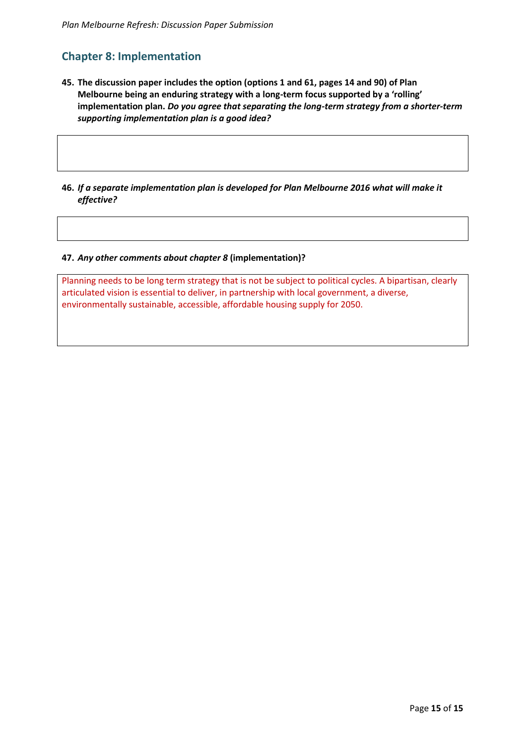## Chapter 8: Implementation

**45. The discussion paper includes the option (options 1 and 61, pages 14 and 90) of Plan Melbourne being an enduring strategy with a long-term focus supported by a 'rolling' implementation plan. *Do you agree that separating the long-term strategy from a shorter-term supporting implementation plan is a good idea?***

**46. *If a separate implementation plan is developed for Plan Melbourne 2016 what will make it effective?***

**47. *Any other comments about chapter 8* (implementation)?**

Planning needs to be long term strategy that is not be subject to political cycles. A bipartisan, clearly articulated vision is essential to deliver, in partnership with local government, a diverse, environmentally sustainable, accessible, affordable housing supply for 2050.